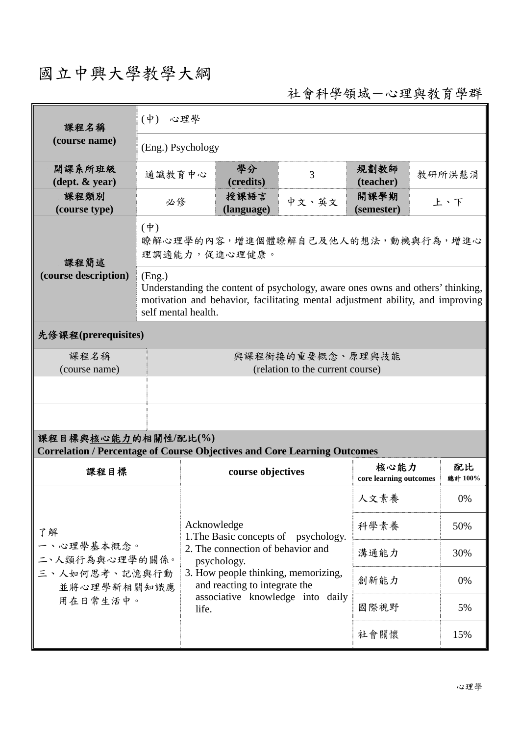# 國立中興大學教學大綱

社會科學領域－心理與教育學群

| 課程名稱<br>(course name) | (中) 心理學 | | | | |
|---|---|---|---|---|---|
| | (Eng.) Psychology | | | | |
| 開課系所班級<br>(dept. & year) | 通識教育中心 | 學分<br>(credits) | 3 | 規劃教師<br>(teacher) | 教研所洪慧涓 |
| 課程類別<br>(course type) | 必修 | 授課語言<br>(language) | 中文、英文 | 開課學期<br>(semester) | 上、下 |
| 課程簡述<br>(course description) | (中)<br>瞭解心理學的內容，增進個體瞭解自己及他人的想法，動機與行為，增進心理調適能力，促進心理健康。 | | | | |
| | (Eng.)<br>Understanding the content of psychology, aware ones owns and others' thinking, motivation and behavior, facilitating mental adjustment ability, and improving self mental health. | | | | |

**先修課程(prerequisites)**

| 課程名稱<br>(course name) | 與課程銜接的重要概念、原理與技能<br>(relation to the current course) |
|---|---|
| | |
| | |

**課程目標與核心能力的相關性/配比(%)**
**Correlation / Percentage of Course Objectives and Core Learning Outcomes**

| 課程目標 | course objectives | 核心能力<br>core learning outcomes | 配比<br>總計 100% |
|---|---|---|---|
| 了解<br>一、心理學基本概念。<br>二、人類行為與心理學的關係。<br>三、人如何思考、記憶與行動並將心理學新相關知識應用在日常生活中。 | Acknowledge<br>1.The Basic concepts of psychology.<br>2. The connection of behavior and psychology.<br>3. How people thinking, memorizing, and reacting to integrate the associative knowledge into daily life. | 人文素養 | 0% |
| | | 科學素養 | 50% |
| | | 溝通能力 | 30% |
| | | 創新能力 | 0% |
| | | 國際視野 | 5% |
| | | 社會關懷 | 15% |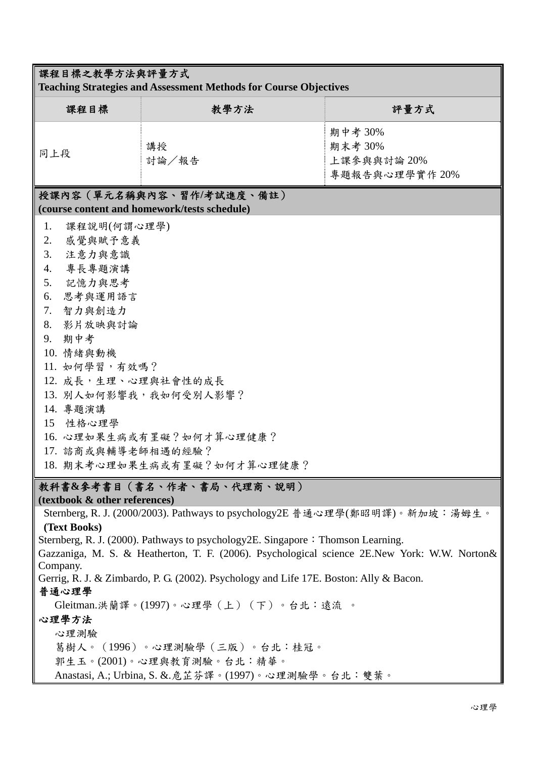## 課程目標之教學方法與評量方式
**Teaching Strategies and Assessment Methods for Course Objectives**

| 課程目標 | 教學方法 | 評量方式 |
|---|---|---|
| 同上段 | 講授<br>討論／報告 | 期中考 30%<br>期末考 30%<br>上課參與與討論 20%<br>專題報告與心理學實作 20% |

## 授課內容（單元名稱與內容、習作/考試進度、備註）
**(course content and homework/tests schedule)**

1. 課程說明(何謂心理學)
2. 感覺與賦予意義
3. 注意力與意識
4. 專長專題演講
5. 記憶力與思考
6. 思考與運用語言
7. 智力與創造力
8. 影片放映與討論
9. 期中考
10. 情緒與動機
11. 如何學習，有效嗎？
12. 成長，生理、心理與社會性的成長
13. 別人如何影響我，我如何受別人影響？
14. 專題演講
15. 性格心理學
16. 心理如果生病或有罣礙？如何才算心理健康？
17. 諮商或與輔導老師相遇的經驗？
18. 期末考心理如果生病或有罣礙？如何才算心理健康？

## 教科書&參考書目（書名、作者、書局、代理商、說明）
**(textbook & other references)**

Sternberg, R. J. (2000/2003). Pathways to psychology2E 普通心理學(鄭昭明譯)。新加坡：湯姆生。

**(Text Books)**

Sternberg, R. J. (2000). Pathways to psychology2E. Singapore：Thomson Learning.

Gazzaniga, M. S. & Heatherton, T. F. (2006). Psychological science 2E.New York: W.W. Norton& Company.

Gerrig, R. J. & Zimbardo, P. G. (2002). Psychology and Life 17E. Boston: Ally & Bacon.

**普通心理學**

Gleitman.洪蘭譯。(1997)。心理學（上）（下）。台北：遠流 。

**心理學方法**

心理測驗

葛樹人。（1996）。心理測驗學（三版）。台北：桂冠。

郭生玉。(2001)。心理與教育測驗。台北：精華。

Anastasi, A.; Urbina, S. &.危芷芬譯。(1997)。心理測驗學。台北：雙葉。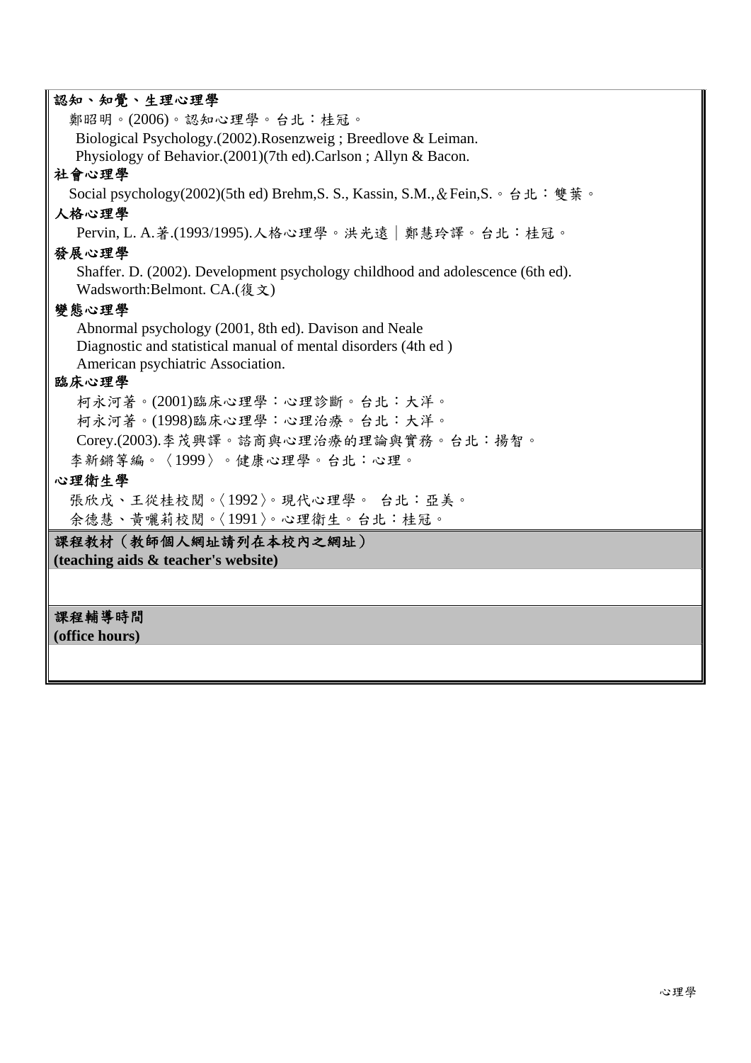**認知、知覺、生理心理學**

鄭昭明。(2006)。認知心理學。台北：桂冠。

Biological Psychology.(2002).Rosenzweig ; Breedlove & Leiman.

Physiology of Behavior.(2001)(7th ed).Carlson ; Allyn & Bacon.

**社會心理學**

Social psychology(2002)(5th ed) Brehm,S. S., Kassin, S.M.,＆Fein,S.。台北：雙葉。

**人格心理學**

Pervin, L. A.著.(1993/1995).人格心理學。洪光遠｜鄭慧玲譯。台北：桂冠。

**發展心理學**

Shaffer. D. (2002). Development psychology childhood and adolescence (6th ed). Wadsworth:Belmont. CA.(復文)

**變態心理學**

Abnormal psychology (2001, 8th ed). Davison and Neale

Diagnostic and statistical manual of mental disorders (4th ed )

American psychiatric Association.

**臨床心理學**

柯永河著。(2001)臨床心理學：心理診斷。台北：大洋。

柯永河著。(1998)臨床心理學：心理治療。台北：大洋。

Corey.(2003).李茂興譯。諮商與心理治療的理論與實務。台北：揚智。

李新鏘等編。〈1999〉。健康心理學。台北：心理。

**心理衛生學**

張欣戊、王從桂校閱。〈1992〉。現代心理學。 台北：亞美。

余德慧、黃囉莉校閱。〈1991〉。心理衛生。台北：桂冠。

**課程教材（教師個人網址請列在本校內之網址）**
**(teaching aids & teacher's website)**

**課程輔導時間**
**(office hours)**